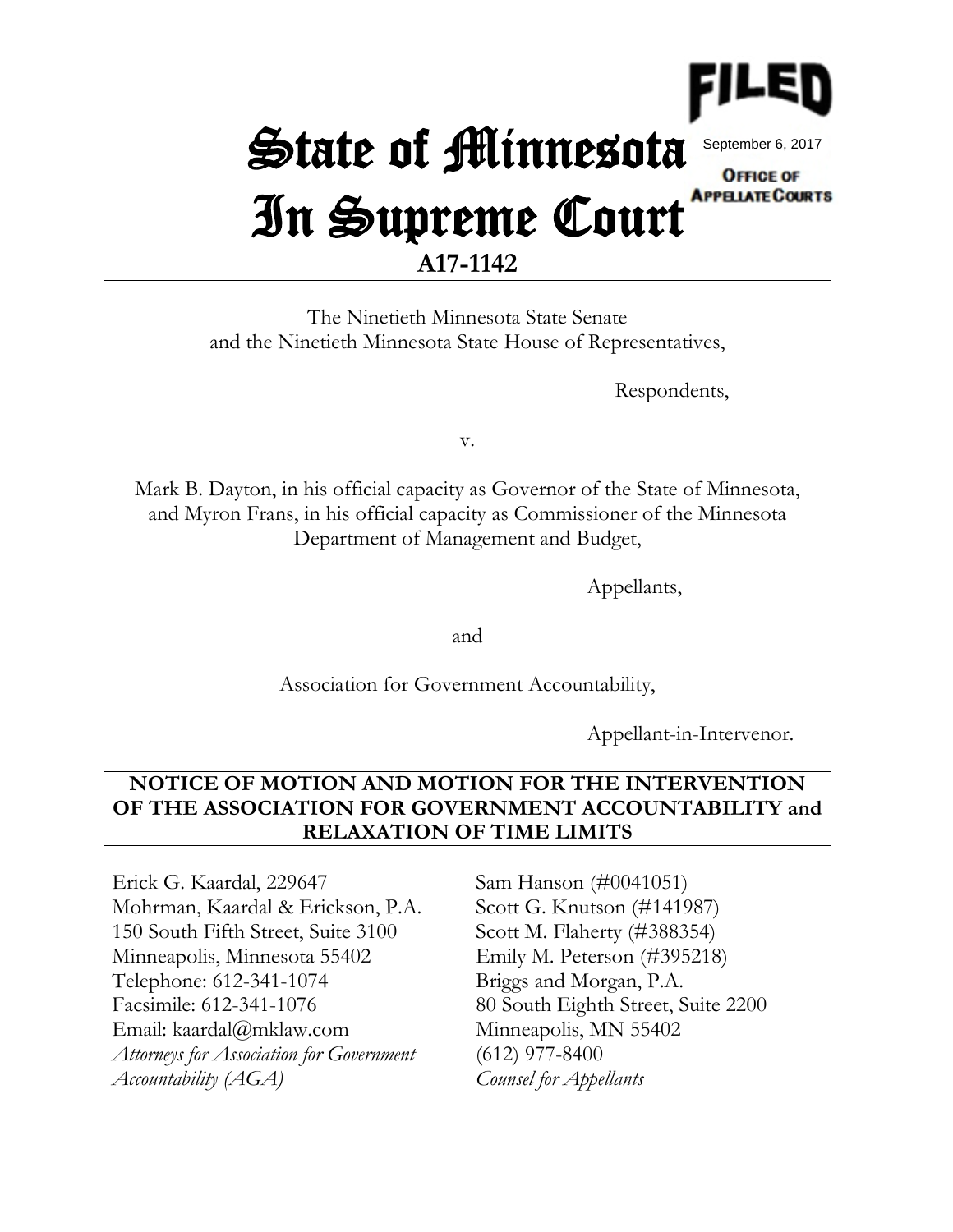FILED

September 6, 2017

OFFICE OF APPELLATE COURTS

# State of Minnesota In Supreme Court

**A17-1142**

The Ninetieth Minnesota State Senate and the Ninetieth Minnesota State House of Representatives,

Respondents,

v.

Mark B. Dayton, in his official capacity as Governor of the State of Minnesota, and Myron Frans, in his official capacity as Commissioner of the Minnesota Department of Management and Budget,

Appellants,

and

Association for Government Accountability,

Appellant-in-Intervenor.

**NOTICE OF MOTION AND MOTION FOR THE INTERVENTION OF THE ASSOCIATION FOR GOVERNMENT ACCOUNTABILITY and RELAXATION OF TIME LIMITS**

Erick G. Kaardal, 229647
Mohrman, Kaardal & Erickson, P.A.
150 South Fifth Street, Suite 3100
Minneapolis, Minnesota 55402
Telephone: 612-341-1074
Facsimile: 612-341-1076
Email: kaardal@mklaw.com
*Attorneys for Association for Government Accountability (AGA)*

Sam Hanson (#0041051)
Scott G. Knutson (#141987)
Scott M. Flaherty (#388354)
Emily M. Peterson (#395218)
Briggs and Morgan, P.A.
80 South Eighth Street, Suite 2200
Minneapolis, MN 55402
(612) 977-8400
*Counsel for Appellants*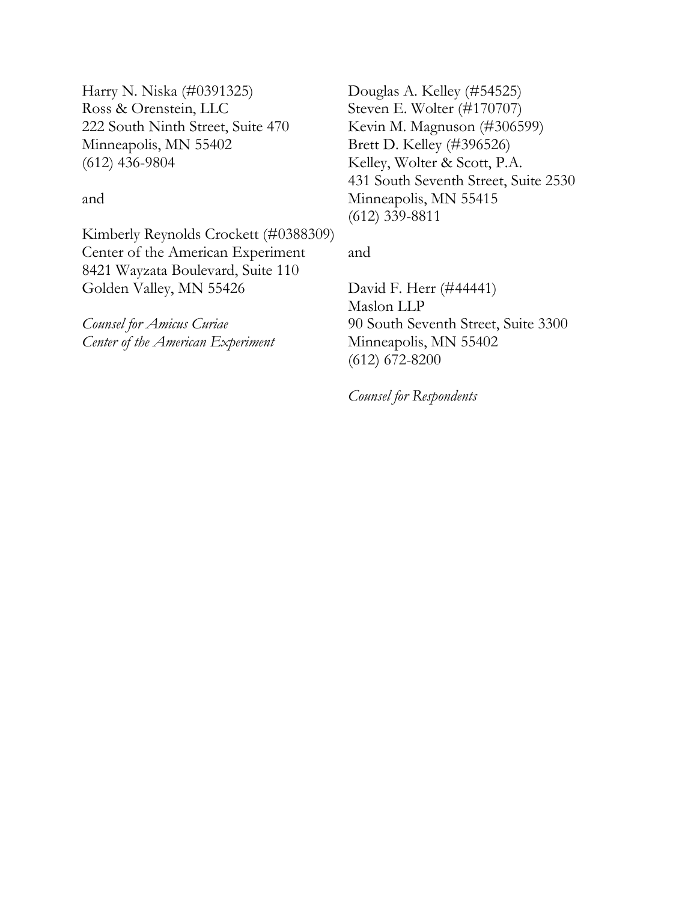Harry N. Niska (#0391325)
Ross & Orenstein, LLC
222 South Ninth Street, Suite 470
Minneapolis, MN 55402
(612) 436-9804

and

Kimberly Reynolds Crockett (#0388309)
Center of the American Experiment
8421 Wayzata Boulevard, Suite 110
Golden Valley, MN 55426

*Counsel for Amicus Curiae*
*Center of the American Experiment*

Douglas A. Kelley (#54525)
Steven E. Wolter (#170707)
Kevin M. Magnuson (#306599)
Brett D. Kelley (#396526)
Kelley, Wolter & Scott, P.A.
431 South Seventh Street, Suite 2530
Minneapolis, MN 55415
(612) 339-8811

and

David F. Herr (#44441)
Maslon LLP
90 South Seventh Street, Suite 3300
Minneapolis, MN 55402
(612) 672-8200

*Counsel for Respondents*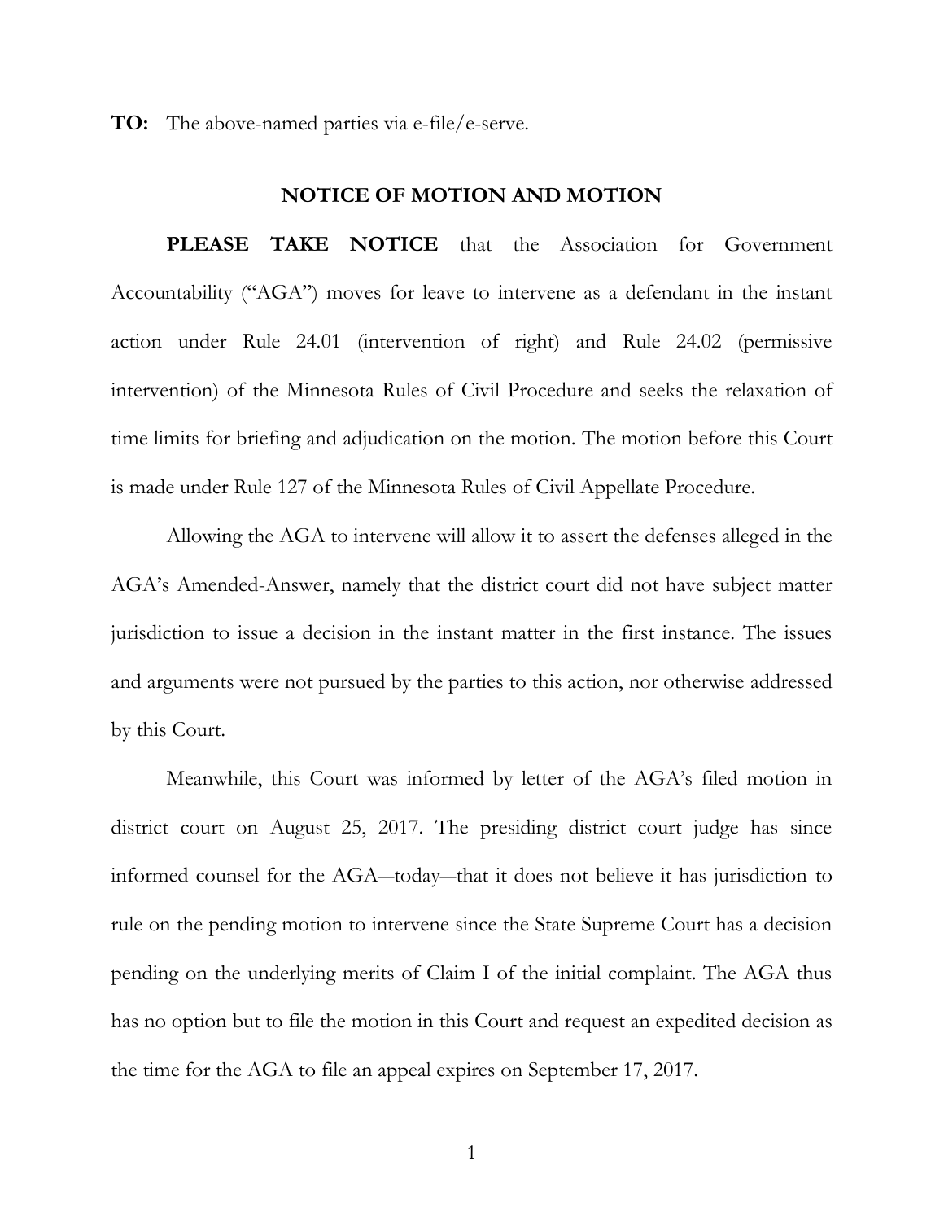**TO:** The above-named parties via e-file/e-serve.

## NOTICE OF MOTION AND MOTION

**PLEASE TAKE NOTICE** that the Association for Government Accountability ("AGA") moves for leave to intervene as a defendant in the instant action under Rule 24.01 (intervention of right) and Rule 24.02 (permissive intervention) of the Minnesota Rules of Civil Procedure and seeks the relaxation of time limits for briefing and adjudication on the motion. The motion before this Court is made under Rule 127 of the Minnesota Rules of Civil Appellate Procedure.

Allowing the AGA to intervene will allow it to assert the defenses alleged in the AGA's Amended-Answer, namely that the district court did not have subject matter jurisdiction to issue a decision in the instant matter in the first instance. The issues and arguments were not pursued by the parties to this action, nor otherwise addressed by this Court.

Meanwhile, this Court was informed by letter of the AGA's filed motion in district court on August 25, 2017. The presiding district court judge has since informed counsel for the AGA—today—that it does not believe it has jurisdiction to rule on the pending motion to intervene since the State Supreme Court has a decision pending on the underlying merits of Claim I of the initial complaint. The AGA thus has no option but to file the motion in this Court and request an expedited decision as the time for the AGA to file an appeal expires on September 17, 2017.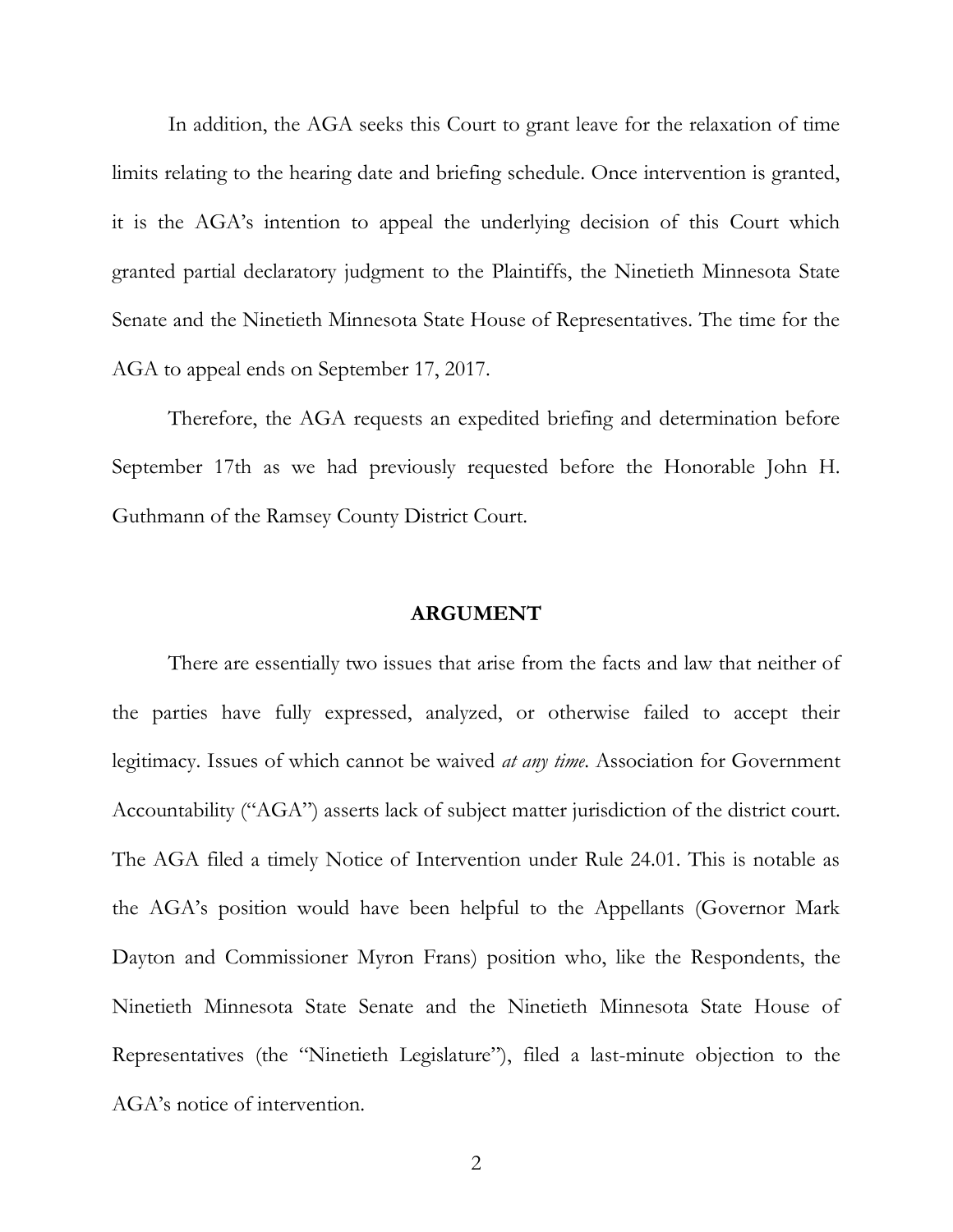In addition, the AGA seeks this Court to grant leave for the relaxation of time limits relating to the hearing date and briefing schedule. Once intervention is granted, it is the AGA's intention to appeal the underlying decision of this Court which granted partial declaratory judgment to the Plaintiffs, the Ninetieth Minnesota State Senate and the Ninetieth Minnesota State House of Representatives. The time for the AGA to appeal ends on September 17, 2017.

Therefore, the AGA requests an expedited briefing and determination before September 17th as we had previously requested before the Honorable John H. Guthmann of the Ramsey County District Court.

## ARGUMENT

There are essentially two issues that arise from the facts and law that neither of the parties have fully expressed, analyzed, or otherwise failed to accept their legitimacy. Issues of which cannot be waived *at any time*. Association for Government Accountability ("AGA") asserts lack of subject matter jurisdiction of the district court. The AGA filed a timely Notice of Intervention under Rule 24.01. This is notable as the AGA's position would have been helpful to the Appellants (Governor Mark Dayton and Commissioner Myron Frans) position who, like the Respondents, the Ninetieth Minnesota State Senate and the Ninetieth Minnesota State House of Representatives (the "Ninetieth Legislature"), filed a last-minute objection to the AGA's notice of intervention.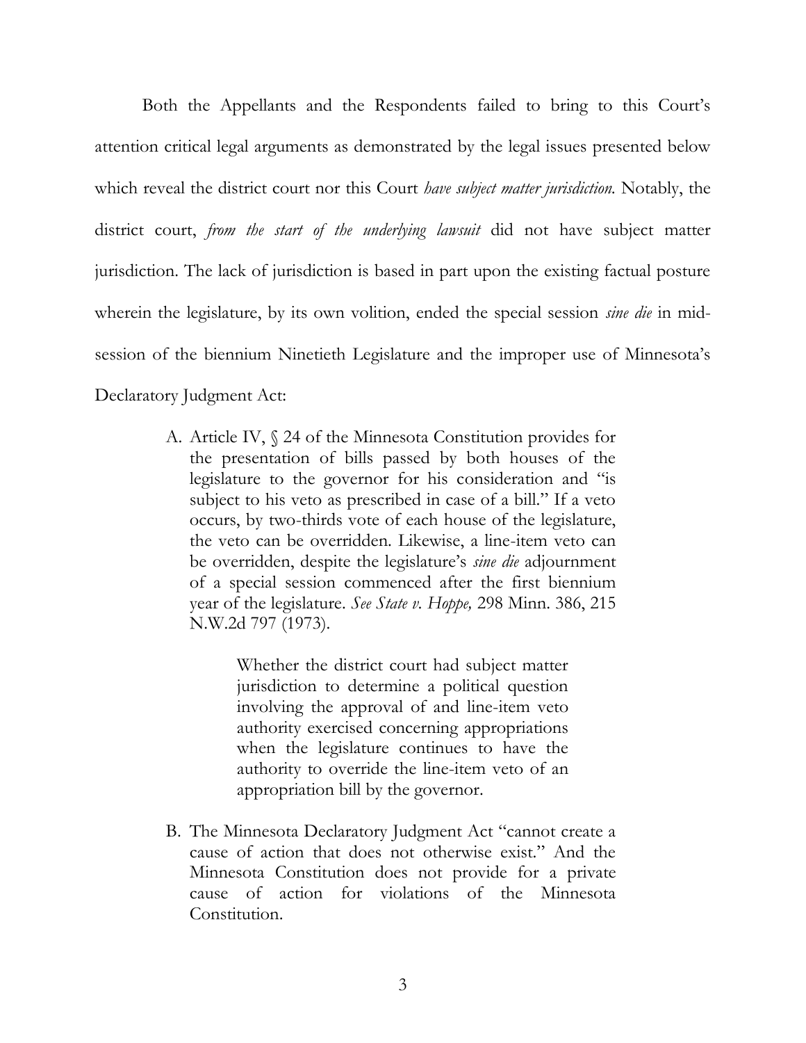Both the Appellants and the Respondents failed to bring to this Court's attention critical legal arguments as demonstrated by the legal issues presented below which reveal the district court nor this Court *have subject matter jurisdiction.* Notably, the district court, *from the start of the underlying lawsuit* did not have subject matter jurisdiction. The lack of jurisdiction is based in part upon the existing factual posture wherein the legislature, by its own volition, ended the special session *sine die* in mid-session of the biennium Ninetieth Legislature and the improper use of Minnesota's Declaratory Judgment Act:

A. Article IV, § 24 of the Minnesota Constitution provides for the presentation of bills passed by both houses of the legislature to the governor for his consideration and "is subject to his veto as prescribed in case of a bill." If a veto occurs, by two-thirds vote of each house of the legislature, the veto can be overridden. Likewise, a line-item veto can be overridden, despite the legislature's *sine die* adjournment of a special session commenced after the first biennium year of the legislature. *See State v. Hoppe,* 298 Minn. 386, 215 N.W.2d 797 (1973).

> Whether the district court had subject matter jurisdiction to determine a political question involving the approval of and line-item veto authority exercised concerning appropriations when the legislature continues to have the authority to override the line-item veto of an appropriation bill by the governor.

B. The Minnesota Declaratory Judgment Act "cannot create a cause of action that does not otherwise exist." And the Minnesota Constitution does not provide for a private cause of action for violations of the Minnesota Constitution.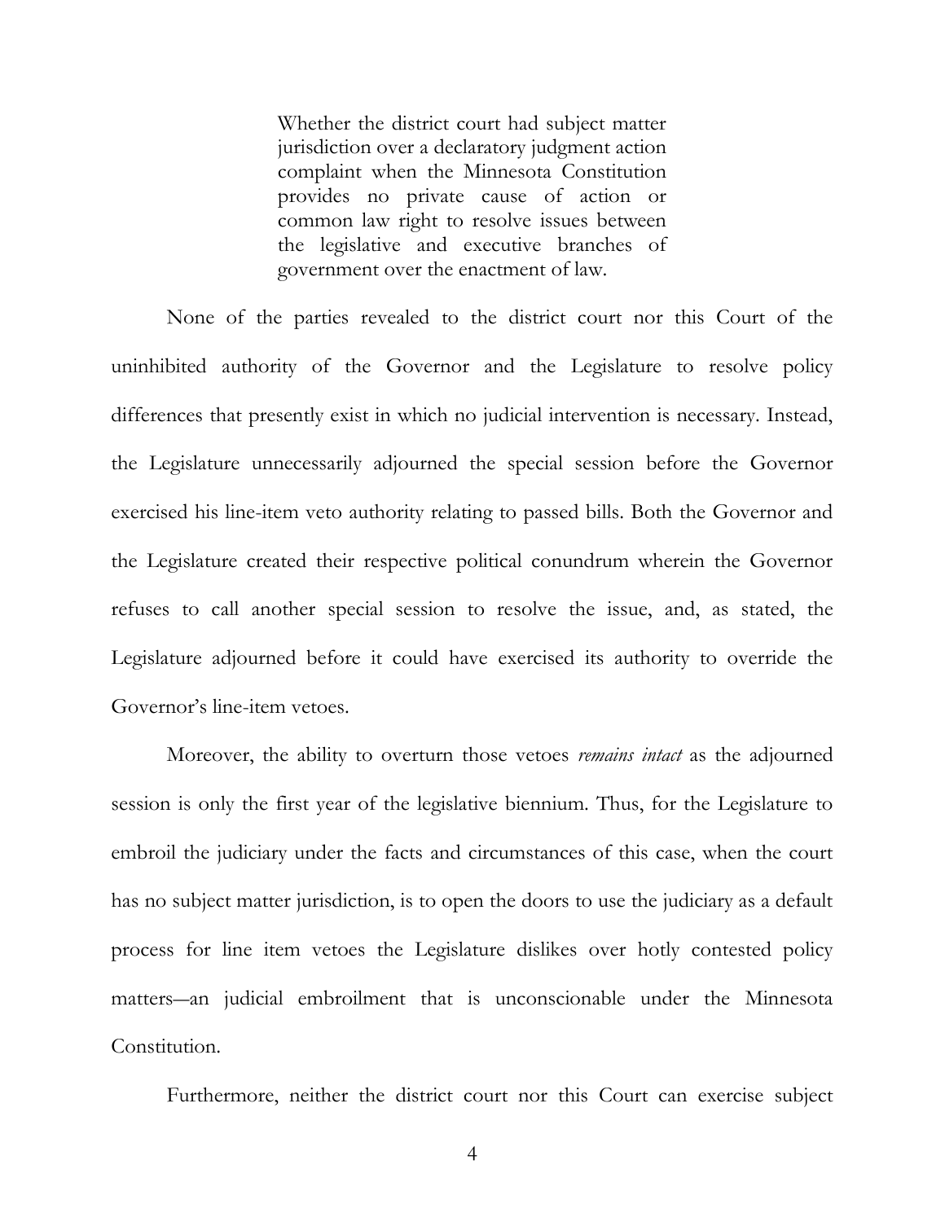> Whether the district court had subject matter jurisdiction over a declaratory judgment action complaint when the Minnesota Constitution provides no private cause of action or common law right to resolve issues between the legislative and executive branches of government over the enactment of law.

None of the parties revealed to the district court nor this Court of the uninhibited authority of the Governor and the Legislature to resolve policy differences that presently exist in which no judicial intervention is necessary. Instead, the Legislature unnecessarily adjourned the special session before the Governor exercised his line-item veto authority relating to passed bills. Both the Governor and the Legislature created their respective political conundrum wherein the Governor refuses to call another special session to resolve the issue, and, as stated, the Legislature adjourned before it could have exercised its authority to override the Governor's line-item vetoes.

Moreover, the ability to overturn those vetoes *remains intact* as the adjourned session is only the first year of the legislative biennium. Thus, for the Legislature to embroil the judiciary under the facts and circumstances of this case, when the court has no subject matter jurisdiction, is to open the doors to use the judiciary as a default process for line item vetoes the Legislature dislikes over hotly contested policy matters—an judicial embroilment that is unconscionable under the Minnesota Constitution.

Furthermore, neither the district court nor this Court can exercise subject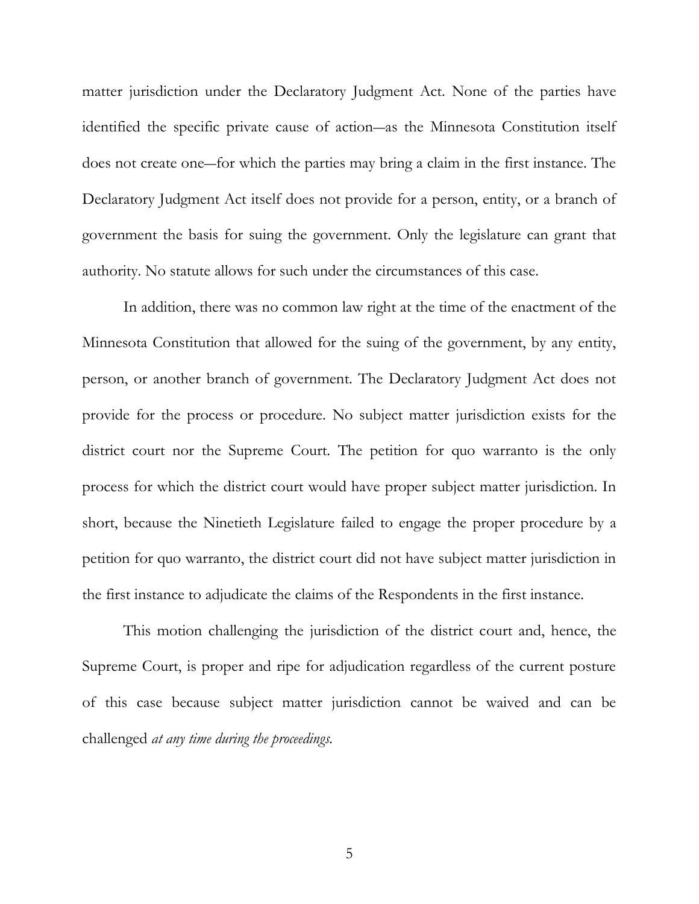matter jurisdiction under the Declaratory Judgment Act. None of the parties have identified the specific private cause of action—as the Minnesota Constitution itself does not create one—for which the parties may bring a claim in the first instance. The Declaratory Judgment Act itself does not provide for a person, entity, or a branch of government the basis for suing the government. Only the legislature can grant that authority. No statute allows for such under the circumstances of this case.

In addition, there was no common law right at the time of the enactment of the Minnesota Constitution that allowed for the suing of the government, by any entity, person, or another branch of government. The Declaratory Judgment Act does not provide for the process or procedure. No subject matter jurisdiction exists for the district court nor the Supreme Court. The petition for quo warranto is the only process for which the district court would have proper subject matter jurisdiction. In short, because the Ninetieth Legislature failed to engage the proper procedure by a petition for quo warranto, the district court did not have subject matter jurisdiction in the first instance to adjudicate the claims of the Respondents in the first instance.

This motion challenging the jurisdiction of the district court and, hence, the Supreme Court, is proper and ripe for adjudication regardless of the current posture of this case because subject matter jurisdiction cannot be waived and can be challenged *at any time during the proceedings.*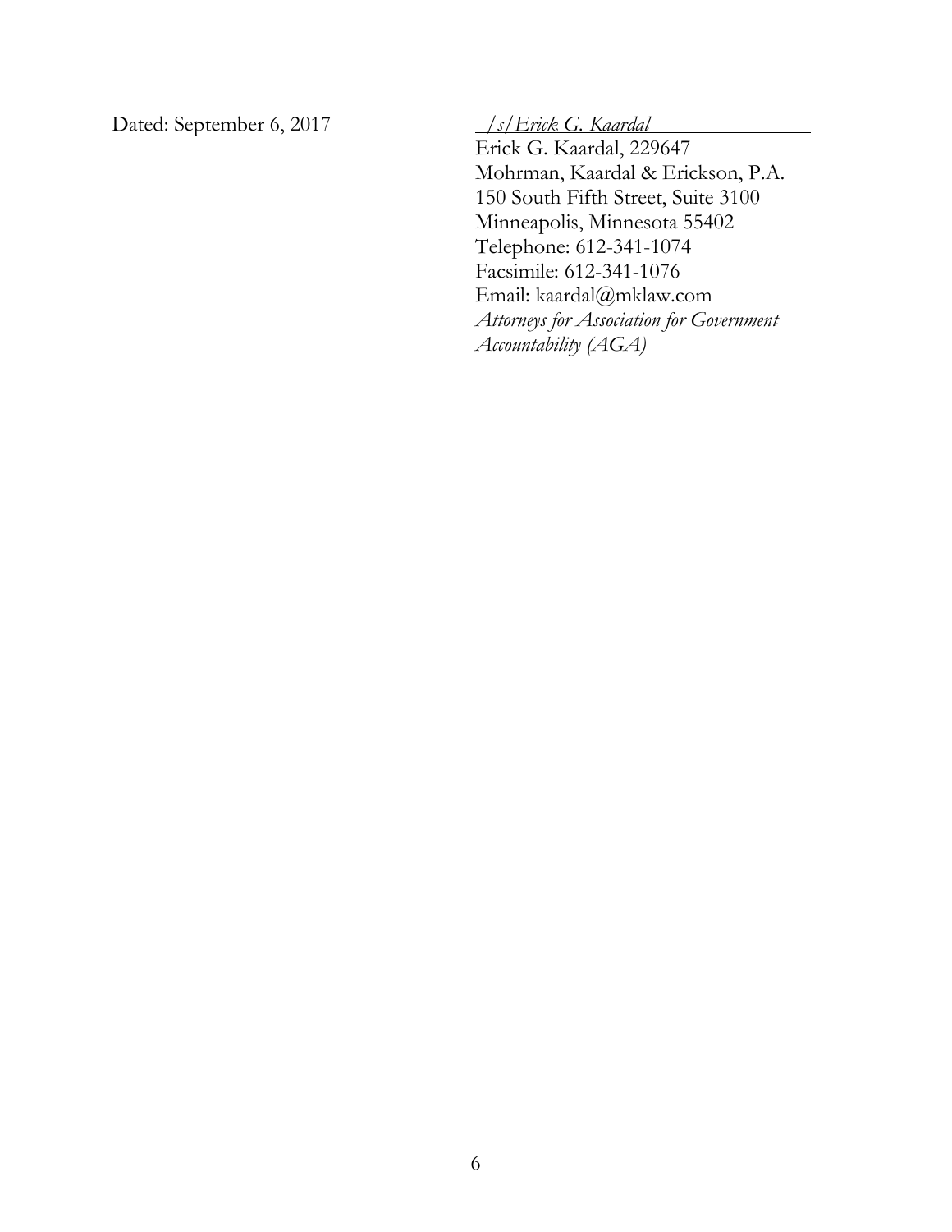Dated: September 6, 2017

*/s/Erick G. Kaardal*

Erick G. Kaardal, 229647
Mohrman, Kaardal & Erickson, P.A.
150 South Fifth Street, Suite 3100
Minneapolis, Minnesota 55402
Telephone: 612-341-1074
Facsimile: 612-341-1076
Email: kaardal@mklaw.com
*Attorneys for Association for Government Accountability (AGA)*